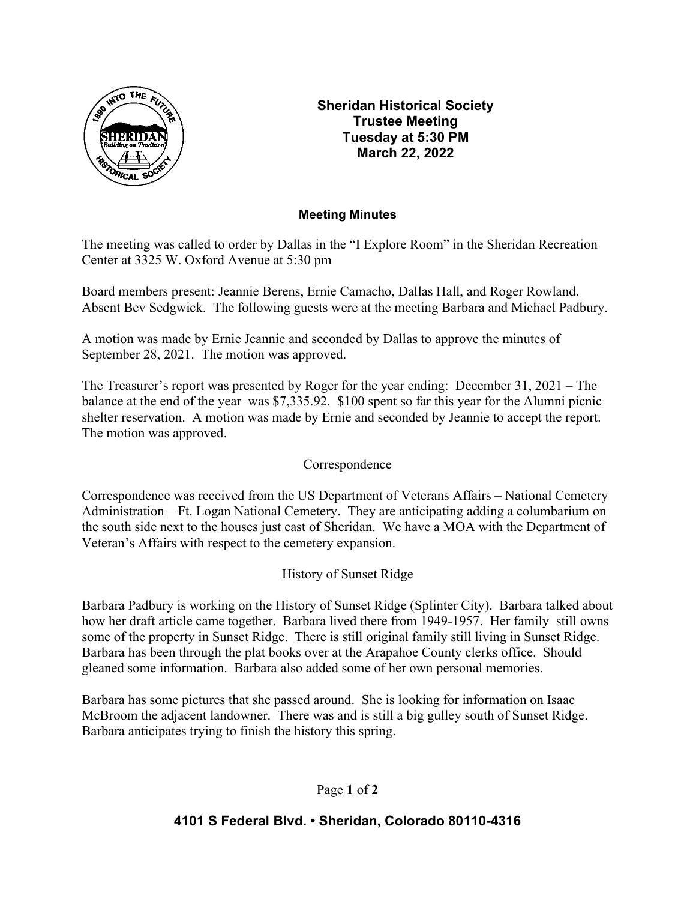# Sheridan Historical Society
## Trustee Meeting
## Tuesday at 5:30 PM
## March 22, 2022

### Meeting Minutes

The meeting was called to order by Dallas in the "I Explore Room" in the Sheridan Recreation Center at 3325 W. Oxford Avenue at 5:30 pm

Board members present: Jeannie Berens, Ernie Camacho, Dallas Hall, and Roger Rowland. Absent Bev Sedgwick. The following guests were at the meeting Barbara and Michael Padbury.

A motion was made by Ernie Jeannie and seconded by Dallas to approve the minutes of September 28, 2021. The motion was approved.

The Treasurer's report was presented by Roger for the year ending: December 31, 2021 – The balance at the end of the year was $7,335.92. $100 spent so far this year for the Alumni picnic shelter reservation. A motion was made by Ernie and seconded by Jeannie to accept the report. The motion was approved.

Correspondence

Correspondence was received from the US Department of Veterans Affairs – National Cemetery Administration – Ft. Logan National Cemetery. They are anticipating adding a columbarium on the south side next to the houses just east of Sheridan. We have a MOA with the Department of Veteran's Affairs with respect to the cemetery expansion.

History of Sunset Ridge

Barbara Padbury is working on the History of Sunset Ridge (Splinter City). Barbara talked about how her draft article came together. Barbara lived there from 1949-1957. Her family still owns some of the property in Sunset Ridge. There is still original family still living in Sunset Ridge. Barbara has been through the plat books over at the Arapahoe County clerks office. Should gleaned some information. Barbara also added some of her own personal memories.

Barbara has some pictures that she passed around. She is looking for information on Isaac McBroom the adjacent landowner. There was and is still a big gulley south of Sunset Ridge. Barbara anticipates trying to finish the history this spring.

**4101 S Federal Blvd. • Sheridan, Colorado 80110-4316**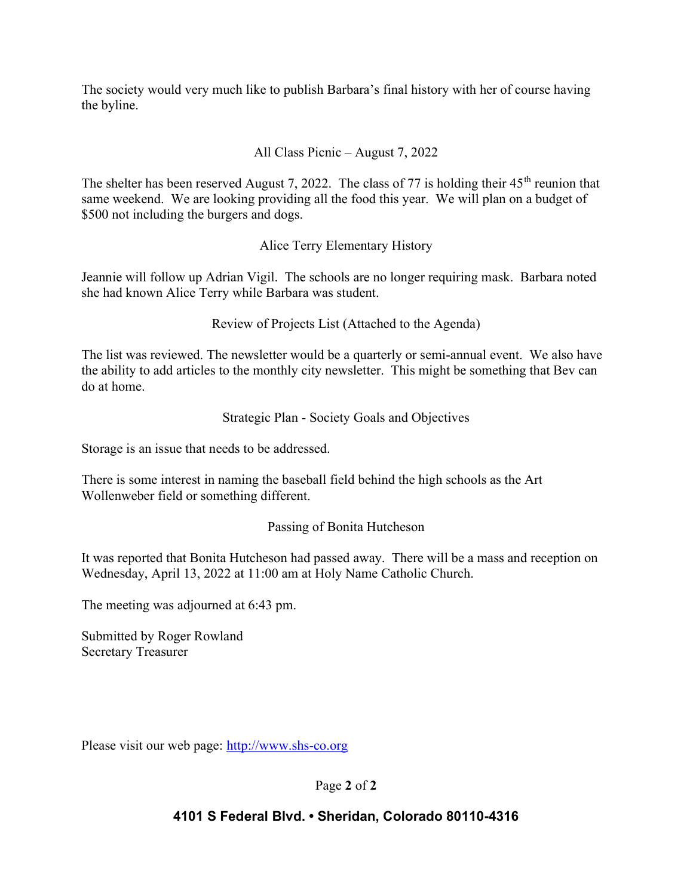The society would very much like to publish Barbara's final history with her of course having the byline.

## All Class Picnic – August 7, 2022

The shelter has been reserved August 7, 2022. The class of 77 is holding their 45th reunion that same weekend. We are looking providing all the food this year. We will plan on a budget of $500 not including the burgers and dogs.

## Alice Terry Elementary History

Jeannie will follow up Adrian Vigil. The schools are no longer requiring mask. Barbara noted she had known Alice Terry while Barbara was student.

## Review of Projects List (Attached to the Agenda)

The list was reviewed. The newsletter would be a quarterly or semi-annual event. We also have the ability to add articles to the monthly city newsletter. This might be something that Bev can do at home.

## Strategic Plan - Society Goals and Objectives

Storage is an issue that needs to be addressed.

There is some interest in naming the baseball field behind the high schools as the Art Wollenweber field or something different.

## Passing of Bonita Hutcheson

It was reported that Bonita Hutcheson had passed away. There will be a mass and reception on Wednesday, April 13, 2022 at 11:00 am at Holy Name Catholic Church.

The meeting was adjourned at 6:43 pm.

Submitted by Roger Rowland
Secretary Treasurer

Please visit our web page: http://www.shs-co.org

**4101 S Federal Blvd. • Sheridan, Colorado 80110-4316**